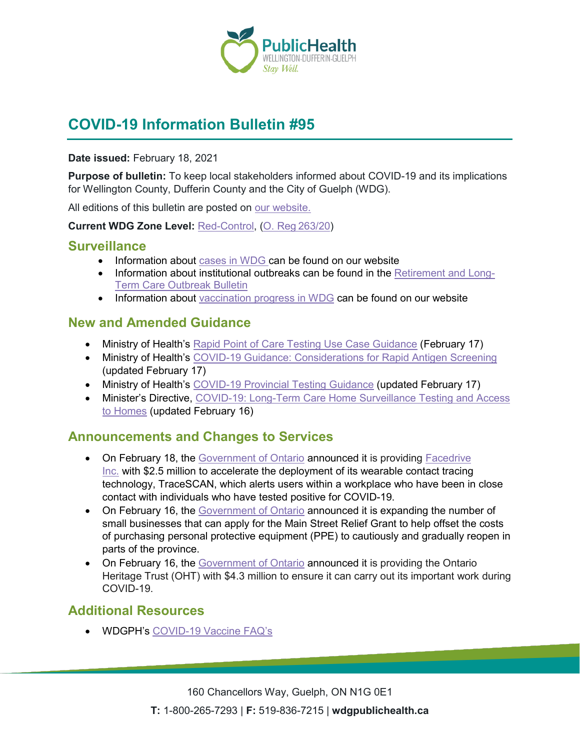# COVID-19 Information Bulletin #95

**Date issued:** February 18, 2021

**Purpose of bulletin:** To keep local stakeholders informed about COVID-19 and its implications for Wellington County, Dufferin County and the City of Guelph (WDG).

All editions of this bulletin are posted on our website.

**Current WDG Zone Level:** Red-Control, (O. Reg 263/20)

## Surveillance

- Information about cases in WDG can be found on our website
- Information about institutional outbreaks can be found in the Retirement and Long-Term Care Outbreak Bulletin
- Information about vaccination progress in WDG can be found on our website

## New and Amended Guidance

- Ministry of Health's Rapid Point of Care Testing Use Case Guidance (February 17)
- Ministry of Health's COVID-19 Guidance: Considerations for Rapid Antigen Screening (updated February 17)
- Ministry of Health's COVID-19 Provincial Testing Guidance (updated February 17)
- Minister's Directive, COVID-19: Long-Term Care Home Surveillance Testing and Access to Homes (updated February 16)

## Announcements and Changes to Services

- On February 18, the Government of Ontario announced it is providing Facedrive Inc. with $2.5 million to accelerate the deployment of its wearable contact tracing technology, TraceSCAN, which alerts users within a workplace who have been in close contact with individuals who have tested positive for COVID-19.
- On February 16, the Government of Ontario announced it is expanding the number of small businesses that can apply for the Main Street Relief Grant to help offset the costs of purchasing personal protective equipment (PPE) to cautiously and gradually reopen in parts of the province.
- On February 16, the Government of Ontario announced it is providing the Ontario Heritage Trust (OHT) with $4.3 million to ensure it can carry out its important work during COVID-19.

## Additional Resources

- WDGPH's COVID-19 Vaccine FAQ's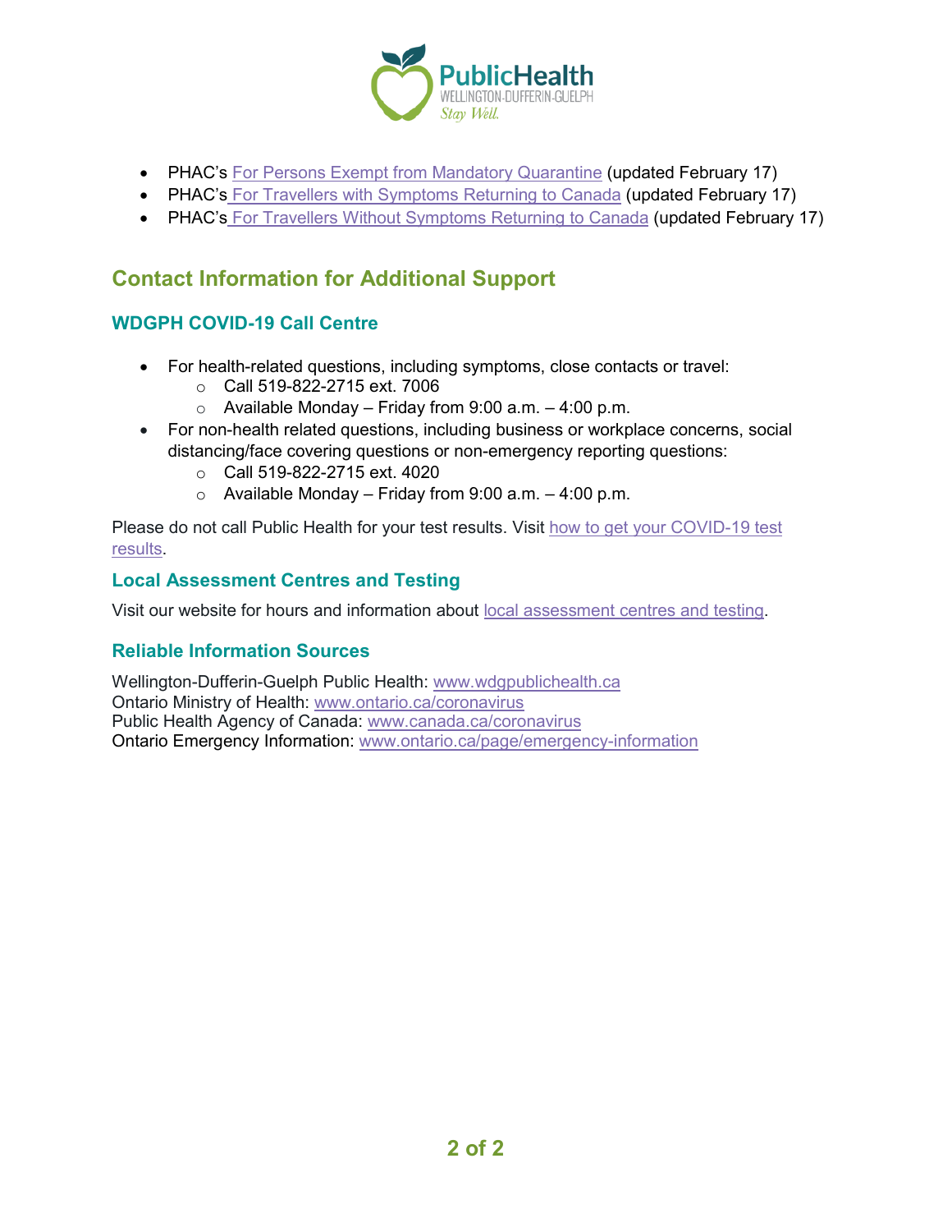- PHAC's For Persons Exempt from Mandatory Quarantine (updated February 17)
- PHAC's For Travellers with Symptoms Returning to Canada (updated February 17)
- PHAC's For Travellers Without Symptoms Returning to Canada (updated February 17)

## Contact Information for Additional Support

### WDGPH COVID-19 Call Centre

- For health-related questions, including symptoms, close contacts or travel:
  - Call 519-822-2715 ext. 7006
  - Available Monday – Friday from 9:00 a.m. – 4:00 p.m.
- For non-health related questions, including business or workplace concerns, social distancing/face covering questions or non-emergency reporting questions:
  - Call 519-822-2715 ext. 4020
  - Available Monday – Friday from 9:00 a.m. – 4:00 p.m.

Please do not call Public Health for your test results. Visit how to get your COVID-19 test results.

### Local Assessment Centres and Testing

Visit our website for hours and information about local assessment centres and testing.

### Reliable Information Sources

Wellington-Dufferin-Guelph Public Health: www.wdgpublichealth.ca
Ontario Ministry of Health: www.ontario.ca/coronavirus
Public Health Agency of Canada: www.canada.ca/coronavirus
Ontario Emergency Information: www.ontario.ca/page/emergency-information